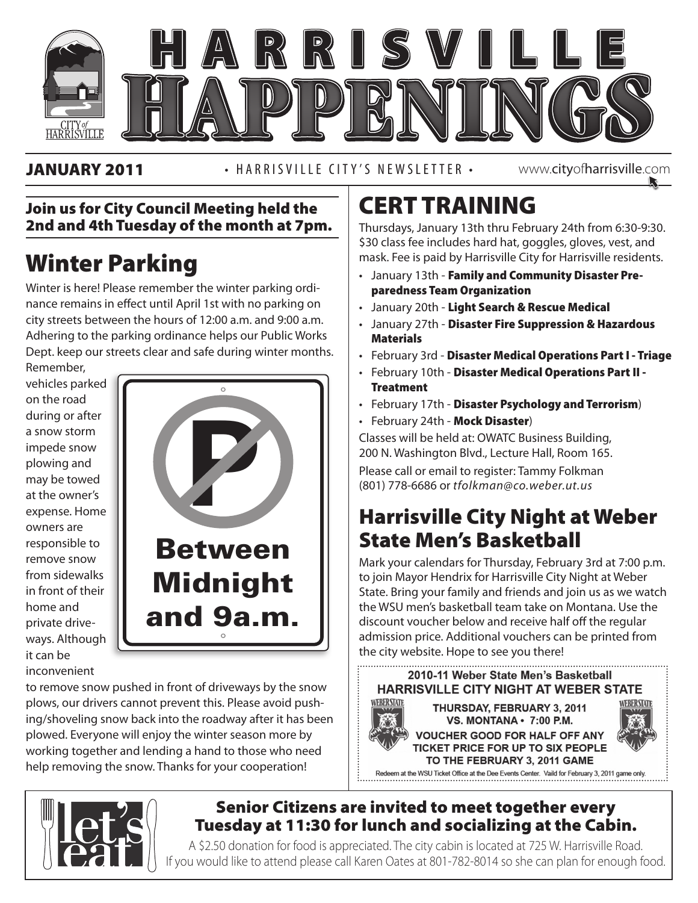# HARRISVILLE HAPPENINGS

**JANUARY 2011** • HARRISVILLE CITY'S NEWSLETTER • www.cityofharrisville.com

**Join us for City Council Meeting held the 2nd and 4th Tuesday of the month at 7pm.**

## Winter Parking

Winter is here! Please remember the winter parking ordinance remains in effect until April 1st with no parking on city streets between the hours of 12:00 a.m. and 9:00 a.m. Adhering to the parking ordinance helps our Public Works Dept. keep our streets clear and safe during winter months. Remember, vehicles parked on the road during or after a snow storm impede snow plowing and may be towed at the owner's expense. Home owners are responsible to remove snow from sidewalks in front of their home and private driveways. Although it can be inconvenient to remove snow pushed in front of driveways by the snow plows, our drivers cannot prevent this. Please avoid pushing/shoveling snow back into the roadway after it has been plowed. Everyone will enjoy the winter season more by working together and lending a hand to those who need help removing the snow. Thanks for your cooperation!

Between Midnight and 9a.m.

## CERT TRAINING

Thursdays, January 13th thru February 24th from 6:30-9:30. $30 class fee includes hard hat, goggles, gloves, vest, and mask. Fee is paid by Harrisville City for Harrisville residents.

- January 13th - **Family and Community Disaster Preparedness Team Organization**
- January 20th - **Light Search & Rescue Medical**
- January 27th - **Disaster Fire Suppression & Hazardous Materials**
- February 3rd - **Disaster Medical Operations Part I - Triage**
- February 10th - **Disaster Medical Operations Part II - Treatment**
- February 17th - **Disaster Psychology and Terrorism**)
- February 24th - **Mock Disaster**)

Classes will be held at: OWATC Business Building, 200 N. Washington Blvd., Lecture Hall, Room 165.

Please call or email to register: Tammy Folkman (801) 778-6686 or *tfolkman@co.weber.ut.us*

## Harrisville City Night at Weber State Men's Basketball

Mark your calendars for Thursday, February 3rd at 7:00 p.m. to join Mayor Hendrix for Harrisville City Night at Weber State. Bring your family and friends and join us as we watch the WSU men's basketball team take on Montana. Use the discount voucher below and receive half off the regular admission price. Additional vouchers can be printed from the city website. Hope to see you there!

**2010-11 Weber State Men's Basketball**
**HARRISVILLE CITY NIGHT AT WEBER STATE**
**THURSDAY, FEBRUARY 3, 2011**
**VS. MONTANA • 7:00 P.M.**
**VOUCHER GOOD FOR HALF OFF ANY TICKET PRICE FOR UP TO SIX PEOPLE TO THE FEBRUARY 3, 2011 GAME**

Redeem at the WSU Ticket Office at the Dee Events Center. Vaild for February 3, 2011 game only.

let's eat

**Senior Citizens are invited to meet together every Tuesday at 11:30 for lunch and socializing at the Cabin.**

A $2.50 donation for food is appreciated. The city cabin is located at 725 W. Harrisville Road. If you would like to attend please call Karen Oates at 801-782-8014 so she can plan for enough food.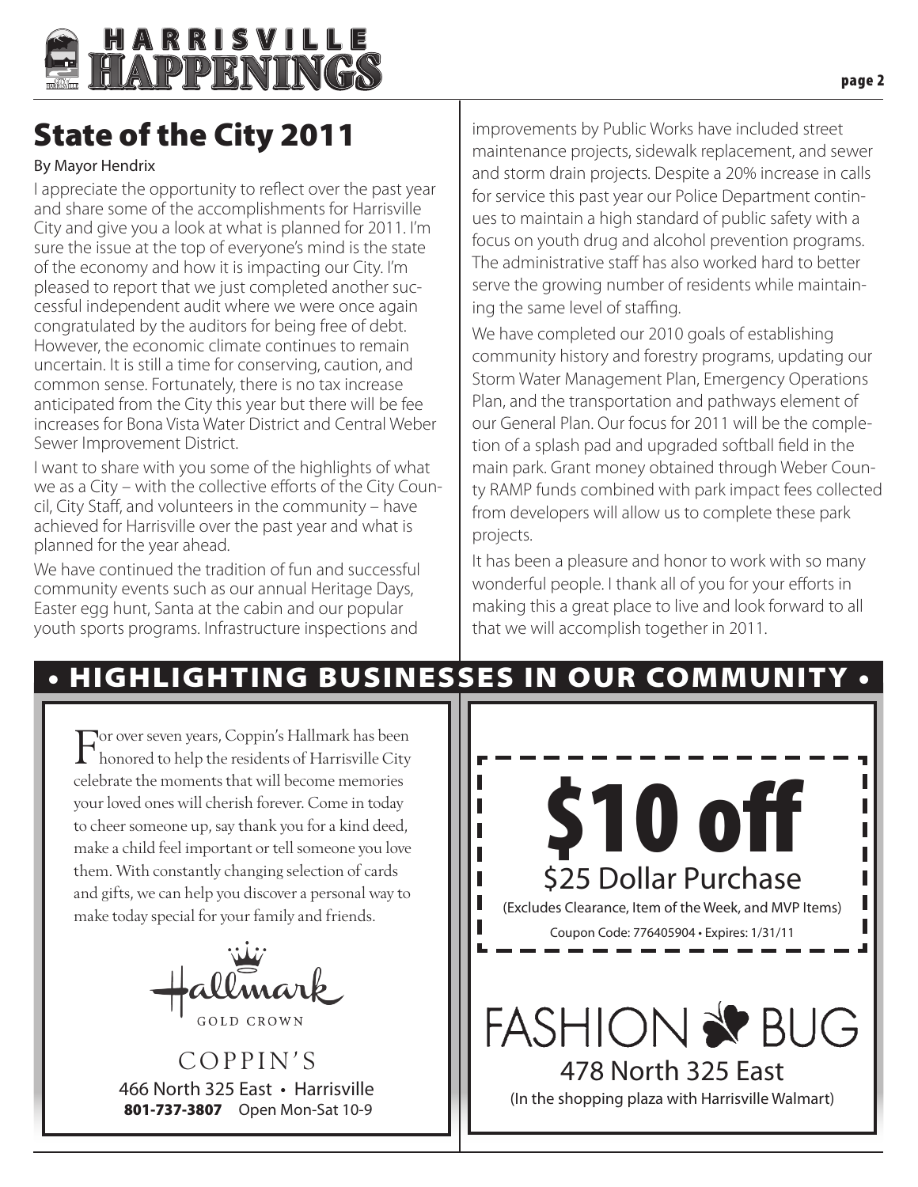# State of the City 2011

By Mayor Hendrix

I appreciate the opportunity to reflect over the past year and share some of the accomplishments for Harrisville City and give you a look at what is planned for 2011. I'm sure the issue at the top of everyone's mind is the state of the economy and how it is impacting our City. I'm pleased to report that we just completed another successful independent audit where we were once again congratulated by the auditors for being free of debt. However, the economic climate continues to remain uncertain. It is still a time for conserving, caution, and common sense. Fortunately, there is no tax increase anticipated from the City this year but there will be fee increases for Bona Vista Water District and Central Weber Sewer Improvement District.

I want to share with you some of the highlights of what we as a City – with the collective efforts of the City Council, City Staff, and volunteers in the community – have achieved for Harrisville over the past year and what is planned for the year ahead.

We have continued the tradition of fun and successful community events such as our annual Heritage Days, Easter egg hunt, Santa at the cabin and our popular youth sports programs. Infrastructure inspections and improvements by Public Works have included street maintenance projects, sidewalk replacement, and sewer and storm drain projects. Despite a 20% increase in calls for service this past year our Police Department continues to maintain a high standard of public safety with a focus on youth drug and alcohol prevention programs. The administrative staff has also worked hard to better serve the growing number of residents while maintaining the same level of staffing.

We have completed our 2010 goals of establishing community history and forestry programs, updating our Storm Water Management Plan, Emergency Operations Plan, and the transportation and pathways element of our General Plan. Our focus for 2011 will be the completion of a splash pad and upgraded softball field in the main park. Grant money obtained through Weber County RAMP funds combined with park impact fees collected from developers will allow us to complete these park projects.

It has been a pleasure and honor to work with so many wonderful people. I thank all of you for your efforts in making this a great place to live and look forward to all that we will accomplish together in 2011.

## • HIGHLIGHTING BUSINESSES IN OUR COMMUNITY •

For over seven years, Coppin's Hallmark has been honored to help the residents of Harrisville City celebrate the moments that will become memories your loved ones will cherish forever. Come in today to cheer someone up, say thank you for a kind deed, make a child feel important or tell someone you love them. With constantly changing selection of cards and gifts, we can help you discover a personal way to make today special for your family and friends.

Hallmark
GOLD CROWN

COPPIN'S
466 North 325 East • Harrisville
**801-737-3807** Open Mon-Sat 10-9

**$10 off**
$25 Dollar Purchase
(Excludes Clearance, Item of the Week, and MVP Items)
Coupon Code: 776405904 • Expires: 1/31/11

FASHION BUG
478 North 325 East
(In the shopping plaza with Harrisville Walmart)